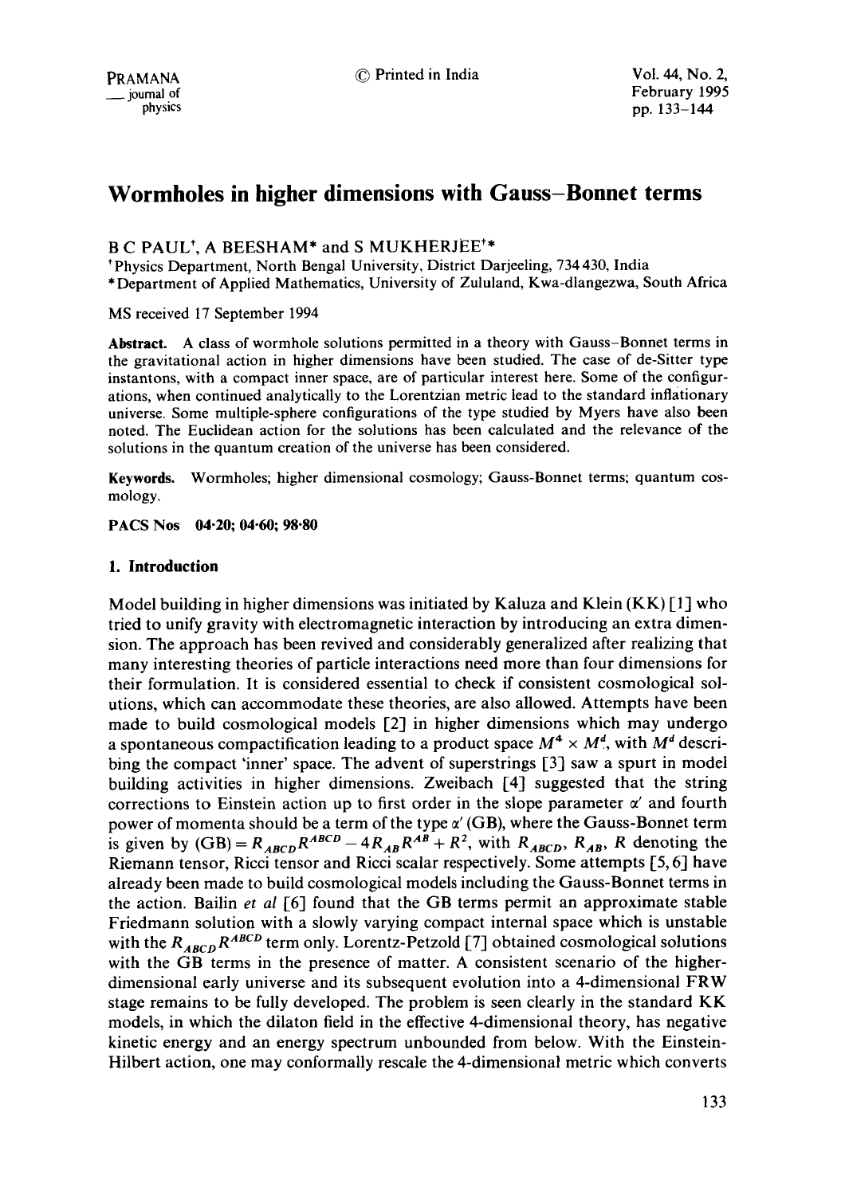# Wormholes in higher dimensions with Gauss–Bonnet terms

B C PAUL[†], A BEESHAM[*] and S MUKHERJEE[†*]

[†]Physics Department, North Bengal University, District Darjeeling, 734 430, India

[*]Department of Applied Mathematics, University of Zululand, Kwa-dlangezwa, South Africa

MS received 17 September 1994

**Abstract.** A class of wormhole solutions permitted in a theory with Gauss–Bonnet terms in the gravitational action in higher dimensions have been studied. The case of de-Sitter type instantons, with a compact inner space, are of particular interest here. Some of the configurations, when continued analytically to the Lorentzian metric lead to the standard inflationary universe. Some multiple-sphere configurations of the type studied by Myers have also been noted. The Euclidean action for the solutions has been calculated and the relevance of the solutions in the quantum creation of the universe has been considered.

**Keywords.** Wormholes; higher dimensional cosmology; Gauss-Bonnet terms; quantum cosmology.

**PACS Nos 04·20; 04·60; 98·80**

## 1. Introduction

Model building in higher dimensions was initiated by Kaluza and Klein (KK) [1] who tried to unify gravity with electromagnetic interaction by introducing an extra dimension. The approach has been revived and considerably generalized after realizing that many interesting theories of particle interactions need more than four dimensions for their formulation. It is considered essential to check if consistent cosmological solutions, which can accommodate these theories, are also allowed. Attempts have been made to build cosmological models [2] in higher dimensions which may undergo a spontaneous compactification leading to a product space $M^4 \times M^d$, with $M^d$ describing the compact 'inner' space. The advent of superstrings [3] saw a spurt in model building activities in higher dimensions. Zweibach [4] suggested that the string corrections to Einstein action up to first order in the slope parameter $\alpha'$ and fourth power of momenta should be a term of the type $\alpha'$ (GB), where the Gauss-Bonnet term is given by $(\mathrm{GB}) = R_{ABCD}R^{ABCD} - 4R_{AB}R^{AB} + R^2$, with $R_{ABCD}$, $R_{AB}$, $R$ denoting the Riemann tensor, Ricci tensor and Ricci scalar respectively. Some attempts [5, 6] have already been made to build cosmological models including the Gauss-Bonnet terms in the action. Bailin *et al* [6] found that the GB terms permit an approximate stable Friedmann solution with a slowly varying compact internal space which is unstable with the $R_{ABCD}R^{ABCD}$ term only. Lorentz-Petzold [7] obtained cosmological solutions with the GB terms in the presence of matter. A consistent scenario of the higher-dimensional early universe and its subsequent evolution into a 4-dimensional FRW stage remains to be fully developed. The problem is seen clearly in the standard KK models, in which the dilaton field in the effective 4-dimensional theory, has negative kinetic energy and an energy spectrum unbounded from below. With the Einstein-Hilbert action, one may conformally rescale the 4-dimensional metric which converts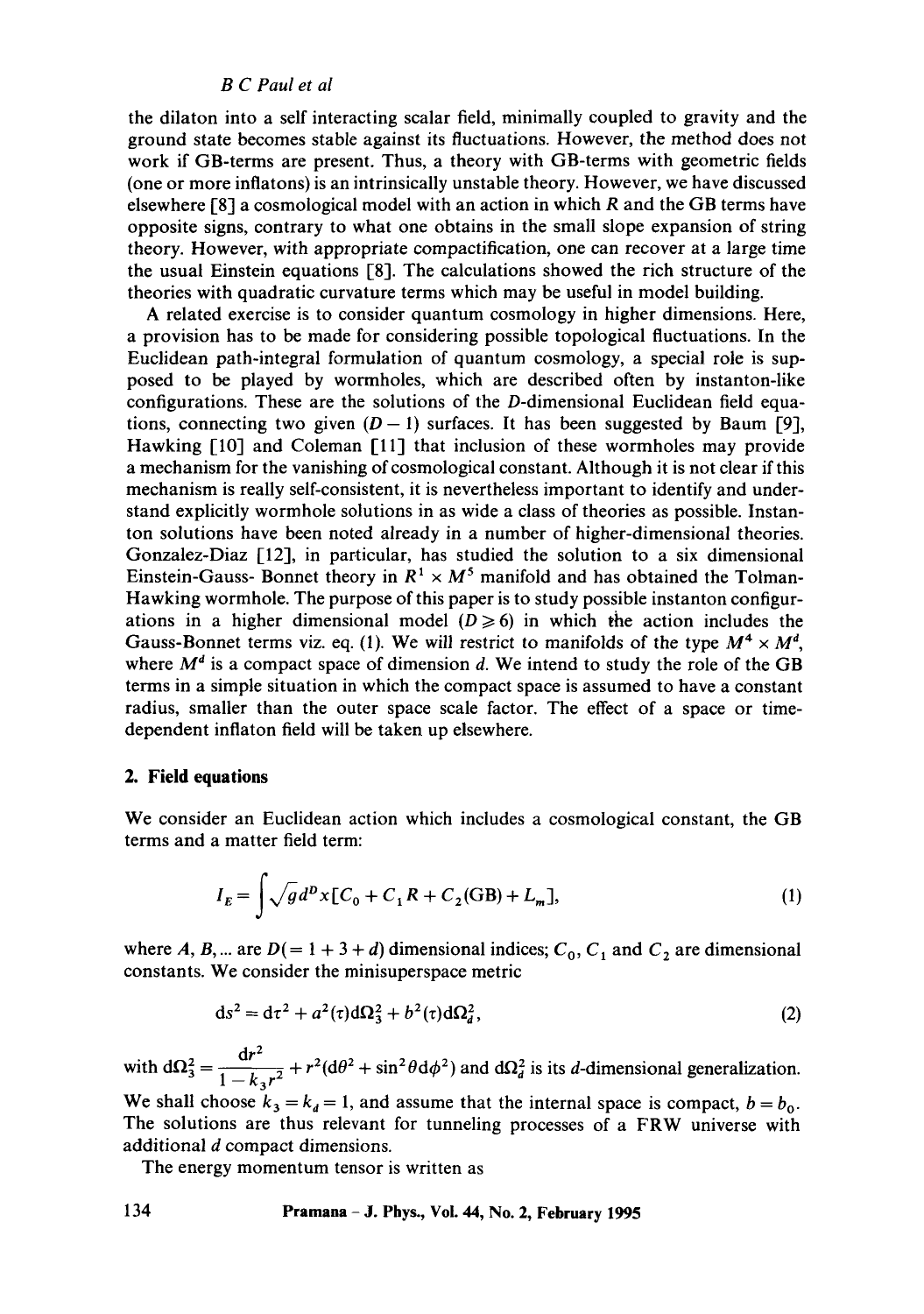the dilaton into a self interacting scalar field, minimally coupled to gravity and the ground state becomes stable against its fluctuations. However, the method does not work if GB-terms are present. Thus, a theory with GB-terms with geometric fields (one or more inflatons) is an intrinsically unstable theory. However, we have discussed elsewhere [8] a cosmological model with an action in which $R$ and the GB terms have opposite signs, contrary to what one obtains in the small slope expansion of string theory. However, with appropriate compactification, one can recover at a large time the usual Einstein equations [8]. The calculations showed the rich structure of the theories with quadratic curvature terms which may be useful in model building.

A related exercise is to consider quantum cosmology in higher dimensions. Here, a provision has to be made for considering possible topological fluctuations. In the Euclidean path-integral formulation of quantum cosmology, a special role is supposed to be played by wormholes, which are described often by instanton-like configurations. These are the solutions of the $D$-dimensional Euclidean field equations, connecting two given $(D-1)$ surfaces. It has been suggested by Baum [9], Hawking [10] and Coleman [11] that inclusion of these wormholes may provide a mechanism for the vanishing of cosmological constant. Although it is not clear if this mechanism is really self-consistent, it is nevertheless important to identify and understand explicitly wormhole solutions in as wide a class of theories as possible. Instanton solutions have been noted already in a number of higher-dimensional theories. Gonzalez-Diaz [12], in particular, has studied the solution to a six dimensional Einstein-Gauss- Bonnet theory in $R^1 \times M^5$ manifold and has obtained the Tolman-Hawking wormhole. The purpose of this paper is to study possible instanton configurations in a higher dimensional model $(D \geqslant 6)$ in which the action includes the Gauss-Bonnet terms viz. eq. (1). We will restrict to manifolds of the type $M^4 \times M^d$, where $M^d$ is a compact space of dimension $d$. We intend to study the role of the GB terms in a simple situation in which the compact space is assumed to have a constant radius, smaller than the outer space scale factor. The effect of a space or time-dependent inflaton field will be taken up elsewhere.

## 2. Field equations

We consider an Euclidean action which includes a cosmological constant, the GB terms and a matter field term:

$$I_E = \int \sqrt{g}\, d^D x [C_0 + C_1 R + C_2 (\text{GB}) + L_m], \tag{1}$$

where $A, B, \ldots$ are $D(=1+3+d)$ dimensional indices; $C_0$, $C_1$ and $C_2$ are dimensional constants. We consider the minisuperspace metric

$$ds^2 = d\tau^2 + a^2(\tau) d\Omega_3^2 + b^2(\tau) d\Omega_d^2, \tag{2}$$

with $d\Omega_3^2 = \dfrac{dr^2}{1-k_3 r^2} + r^2 (d\theta^2 + \sin^2\theta d\phi^2)$ and $d\Omega_d^2$ is its $d$-dimensional generalization. We shall choose $k_3 = k_d = 1$, and assume that the internal space is compact, $b = b_0$. The solutions are thus relevant for tunneling processes of a FRW universe with additional $d$ compact dimensions.

The energy momentum tensor is written as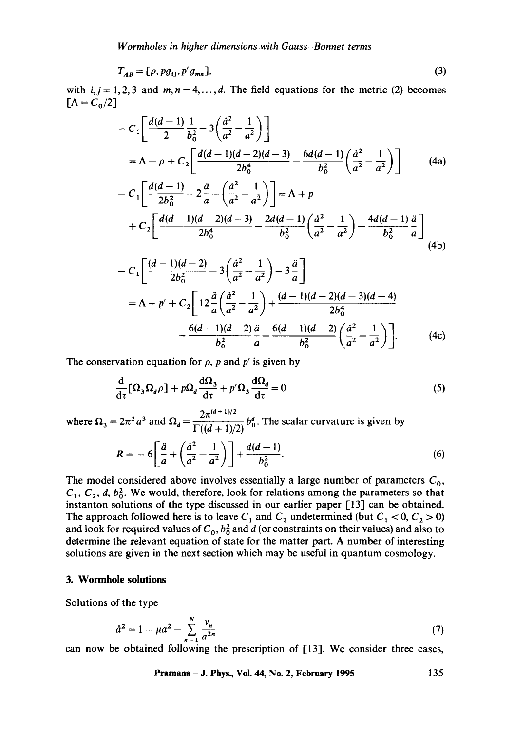$$T_{AB} = [\rho, p g_{ij}, p' g_{mn}], \tag{3}$$

with $i,j = 1,2,3$ and $m,n = 4,\ldots,d$. The field equations for the metric (2) becomes $[\Lambda = C_0/2]$

$$-C_1\left[\frac{d(d-1)}{2}\frac{1}{b_0^2} - 3\left(\frac{\dot{a}^2}{a^2} - \frac{1}{a^2}\right)\right]$$
$$= \Lambda - \rho + C_2\left[\frac{d(d-1)(d-2)(d-3)}{2b_0^4} - \frac{6d(d-1)}{b_0^2}\left(\frac{\dot{a}^2}{a^2} - \frac{1}{a^2}\right)\right] \tag{4a}$$

$$-C_1\left[\frac{d(d-1)}{2b_0^2} - 2\frac{\ddot{a}}{a} - \left(\frac{\dot{a}^2}{a^2} - \frac{1}{a^2}\right)\right] = \Lambda + p$$
$$+ C_2\left[\frac{d(d-1)(d-2)(d-3)}{2b_0^4} - \frac{2d(d-1)}{b_0^2}\left(\frac{\dot{a}^2}{a^2} - \frac{1}{a^2}\right) - \frac{4d(d-1)}{b_0^2}\frac{\ddot{a}}{a}\right] \tag{4b}$$

$$-C_1\left[\frac{(d-1)(d-2)}{2b_0^2} - 3\left(\frac{\dot{a}^2}{a^2} - \frac{1}{a^2}\right) - 3\frac{\ddot{a}}{a}\right]$$
$$= \Lambda + p' + C_2\left[12\frac{\ddot{a}}{a}\left(\frac{\dot{a}^2}{a^2} - \frac{1}{a^2}\right) + \frac{(d-1)(d-2)(d-3)(d-4)}{2b_0^4}\right.$$
$$\left. - \frac{6(d-1)(d-2)}{b_0^2}\frac{\ddot{a}}{a} - \frac{6(d-1)(d-2)}{b_0^2}\left(\frac{\dot{a}^2}{a^2} - \frac{1}{a^2}\right)\right]. \tag{4c}$$

The conservation equation for $\rho$, $p$ and $p'$ is given by

$$\frac{\mathrm{d}}{\mathrm{d}\tau}[\Omega_3\Omega_d\rho] + p\Omega_d\frac{\mathrm{d}\Omega_3}{\mathrm{d}\tau} + p'\Omega_3\frac{\mathrm{d}\Omega_d}{\mathrm{d}\tau} = 0 \tag{5}$$

where $\Omega_3 = 2\pi^2 a^3$ and $\Omega_d = \dfrac{2\pi^{(d+1)/2}}{\Gamma((d+1)/2)} b_0^d$. The scalar curvature is given by

$$R = -6\left[\frac{\ddot{a}}{a} + \left(\frac{\dot{a}^2}{a^2} - \frac{1}{a^2}\right)\right] + \frac{d(d-1)}{b_0^2}. \tag{6}$$

The model considered above involves essentially a large number of parameters $C_0$, $C_1$, $C_2$, $d$, $b_0^2$. We would, therefore, look for relations among the parameters so that instanton solutions of the type discussed in our earlier paper [13] can be obtained. The approach followed here is to leave $C_1$ and $C_2$ undetermined (but $C_1 < 0$, $C_2 > 0$) and look for required values of $C_0$, $b_0^2$ and $d$ (or constraints on their values) and also to determine the relevant equation of state for the matter part. A number of interesting solutions are given in the next section which may be useful in quantum cosmology.

## 3. Wormhole solutions

Solutions of the type

$$\dot{a}^2 = 1 - \mu a^2 - \sum_{n=1}^{N}\frac{v_n}{a^{2n}} \tag{7}$$

can now be obtained following the prescription of [13]. We consider three cases,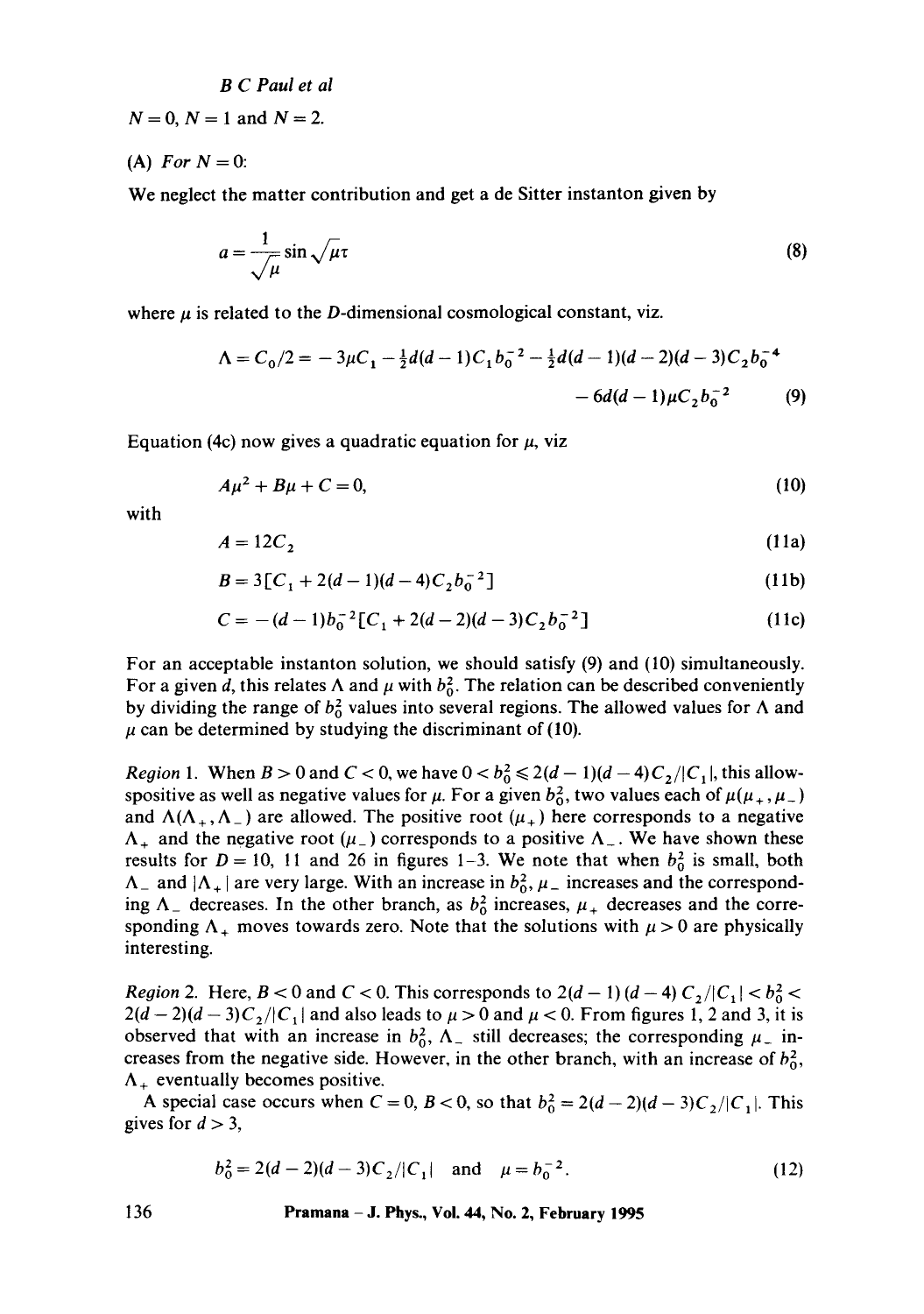$N = 0$, $N = 1$ and $N = 2$.

(A) *For* $N = 0$:

We neglect the matter contribution and get a de Sitter instanton given by

$$a = \frac{1}{\sqrt{\mu}} \sin \sqrt{\mu}\tau \tag{8}$$

where $\mu$ is related to the $D$-dimensional cosmological constant, viz.

$$\Lambda = C_0/2 = -3\mu C_1 - \tfrac{1}{2}d(d-1)C_1 b_0^{-2} - \tfrac{1}{2}d(d-1)(d-2)(d-3)C_2 b_0^{-4} - 6d(d-1)\mu C_2 b_0^{-2} \tag{9}$$

Equation (4c) now gives a quadratic equation for $\mu$, viz

$$A\mu^2 + B\mu + C = 0, \tag{10}$$

with

$$A = 12C_2 \tag{11a}$$

$$B = 3[C_1 + 2(d-1)(d-4)C_2 b_0^{-2}] \tag{11b}$$

$$C = -(d-1)b_0^{-2}[C_1 + 2(d-2)(d-3)C_2 b_0^{-2}] \tag{11c}$$

For an acceptable instanton solution, we should satisfy (9) and (10) simultaneously. For a given $d$, this relates $\Lambda$ and $\mu$ with $b_0^2$. The relation can be described conveniently by dividing the range of $b_0^2$ values into several regions. The allowed values for $\Lambda$ and $\mu$ can be determined by studying the discriminant of (10).

*Region* 1. When $B > 0$ and $C < 0$, we have $0 < b_0^2 \leqslant 2(d-1)(d-4)C_2/|C_1|$, this allowspositive as well as negative values for $\mu$. For a given $b_0^2$, two values each of $\mu(\mu_+, \mu_-)$ and $\Lambda(\Lambda_+, \Lambda_-)$ are allowed. The positive root $(\mu_+)$ here corresponds to a negative $\Lambda_+$ and the negative root $(\mu_-)$ corresponds to a positive $\Lambda_-$. We have shown these results for $D = 10$, 11 and 26 in figures 1–3. We note that when $b_0^2$ is small, both $\Lambda_-$ and $|\Lambda_+|$ are very large. With an increase in $b_0^2$, $\mu_-$ increases and the corresponding $\Lambda_-$ decreases. In the other branch, as $b_0^2$ increases, $\mu_+$ decreases and the corresponding $\Lambda_+$ moves towards zero. Note that the solutions with $\mu > 0$ are physically interesting.

*Region* 2. Here, $B < 0$ and $C < 0$. This corresponds to $2(d-1)(d-4)C_2/|C_1| < b_0^2 < 2(d-2)(d-3)C_2/|C_1|$ and also leads to $\mu > 0$ and $\mu < 0$. From figures 1, 2 and 3, it is observed that with an increase in $b_0^2$, $\Lambda_-$ still decreases; the corresponding $\mu_-$ increases from the negative side. However, in the other branch, with an increase of $b_0^2$, $\Lambda_+$ eventually becomes positive.

A special case occurs when $C = 0$, $B < 0$, so that $b_0^2 = 2(d-2)(d-3)C_2/|C_1|$. This gives for $d > 3$,

$$b_0^2 = 2(d-2)(d-3)C_2/|C_1| \quad \text{and} \quad \mu = b_0^{-2}. \tag{12}$$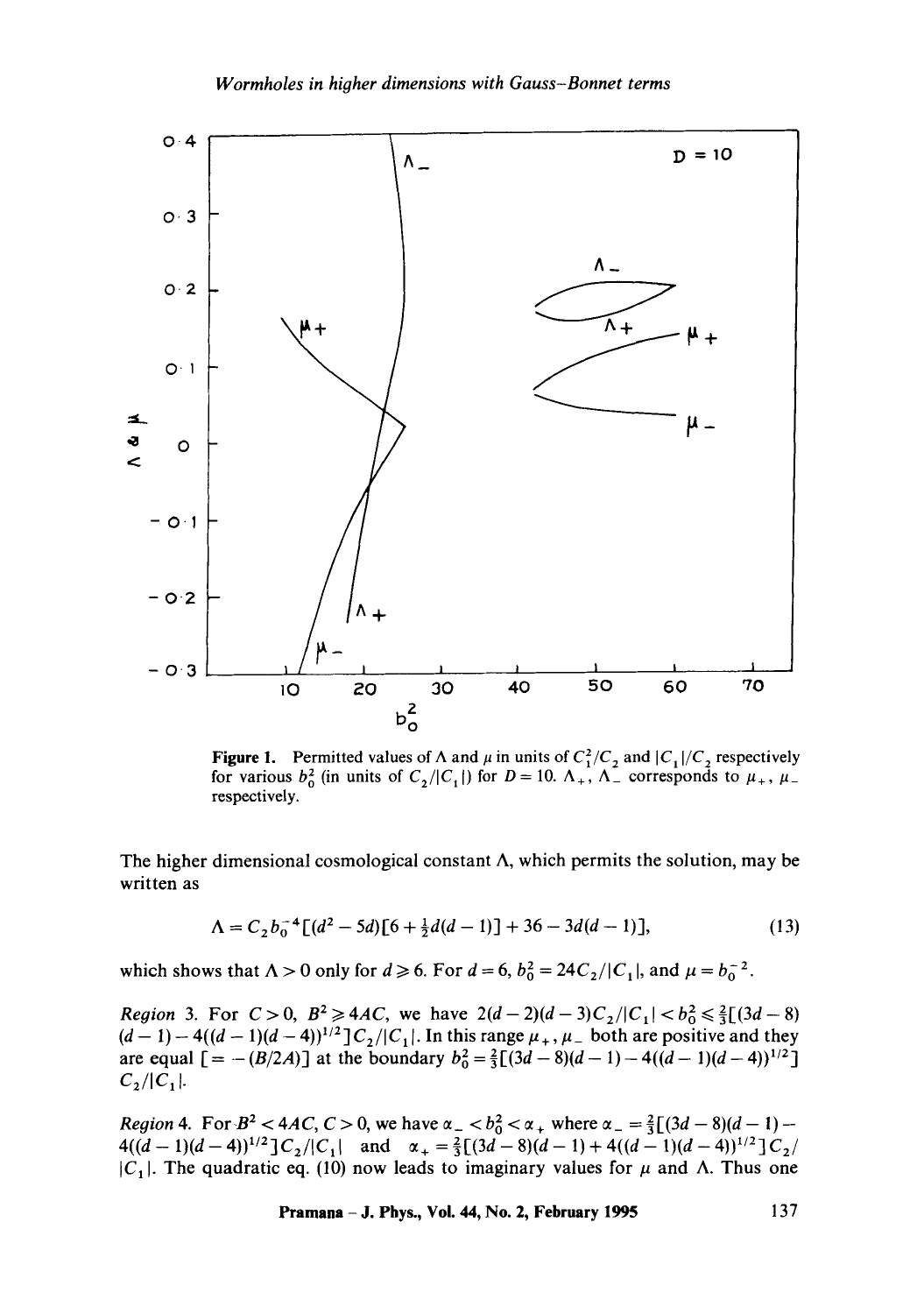**Figure 1.** Permitted values of $\Lambda$ and $\mu$ in units of $C_1^2/C_2$ and $|C_1|/C_2$ respectively for various $b_0^2$ (in units of $C_2/|C_1|$) for $D = 10$. $\Lambda_+$, $\Lambda_-$ corresponds to $\mu_+$, $\mu_-$ respectively.

The higher dimensional cosmological constant $\Lambda$, which permits the solution, may be written as

$$\Lambda = C_2 b_0^{-4}[(d^2 - 5d)[6 + \tfrac{1}{2}d(d-1)] + 36 - 3d(d-1)], \tag{13}$$

which shows that $\Lambda > 0$ only for $d \geqslant 6$. For $d = 6$, $b_0^2 = 24C_2/|C_1|$, and $\mu = b_0^{-2}$.

*Region* 3. For $C > 0$, $B^2 \geqslant 4AC$, we have $2(d-2)(d-3)C_2/|C_1| < b_0^2 \leqslant \frac{2}{3}[(3d-8)(d-1) - 4((d-1)(d-4))^{1/2}]C_2/|C_1|$. In this range $\mu_+$, $\mu_-$ both are positive and they are equal $[= -(B/2A)]$ at the boundary $b_0^2 = \frac{2}{3}[(3d-8)(d-1) - 4((d-1)(d-4))^{1/2}]C_2/|C_1|$.

*Region* 4. For $B^2 < 4AC$, $C > 0$, we have $\alpha_- < b_0^2 < \alpha_+$ where $\alpha_- = \frac{2}{3}[(3d-8)(d-1) - 4((d-1)(d-4))^{1/2}]C_2/|C_1|$ and $\alpha_+ = \frac{2}{3}[(3d-8)(d-1) + 4((d-1)(d-4))^{1/2}]C_2/|C_1|$. The quadratic eq. (10) now leads to imaginary values for $\mu$ and $\Lambda$. Thus one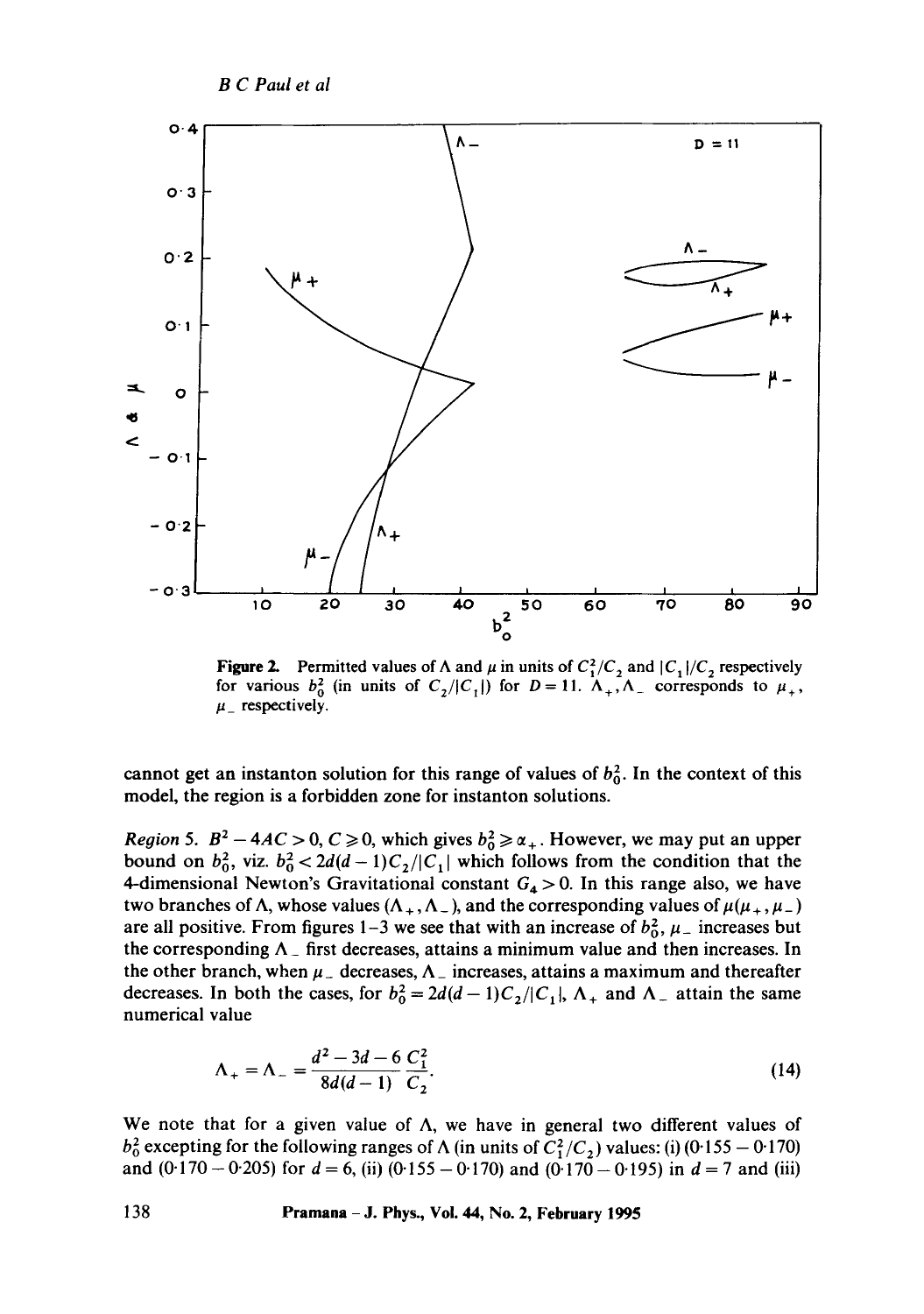**Figure 2.** Permitted values of $\Lambda$ and $\mu$ in units of $C_1^2/C_2$ and $|C_1|/C_2$ respectively for various $b_0^2$ (in units of $C_2/|C_1|$) for $D = 11$. $\Lambda_+, \Lambda_-$ corresponds to $\mu_+$, $\mu_-$ respectively.

cannot get an instanton solution for this range of values of $b_0^2$. In the context of this model, the region is a forbidden zone for instanton solutions.

*Region* 5. $B^2 - 4AC > 0$, $C \geqslant 0$, which gives $b_0^2 \geqslant \alpha_+$. However, we may put an upper bound on $b_0^2$, viz. $b_0^2 < 2d(d-1)C_2/|C_1|$ which follows from the condition that the 4-dimensional Newton's Gravitational constant $G_4 > 0$. In this range also, we have two branches of $\Lambda$, whose values $(\Lambda_+, \Lambda_-)$, and the corresponding values of $\mu(\mu_+, \mu_-)$ are all positive. From figures 1–3 we see that with an increase of $b_0^2$, $\mu_-$ increases but the corresponding $\Lambda_-$ first decreases, attains a minimum value and then increases. In the other branch, when $\mu_-$ decreases, $\Lambda_-$ increases, attains a maximum and thereafter decreases. In both the cases, for $b_0^2 = 2d(d-1)C_2/|C_1|$, $\Lambda_+$ and $\Lambda_-$ attain the same numerical value

$$\Lambda_+ = \Lambda_- = \frac{d^2 - 3d - 6}{8d(d-1)} \frac{C_1^2}{C_2}. \tag{14}$$

We note that for a given value of $\Lambda$, we have in general two different values of $b_0^2$ excepting for the following ranges of $\Lambda$ (in units of $C_1^2/C_2$) values: (i) (0·155 – 0·170) and (0·170 – 0·205) for $d = 6$, (ii) (0·155 – 0·170) and (0·170 – 0·195) in $d = 7$ and (iii)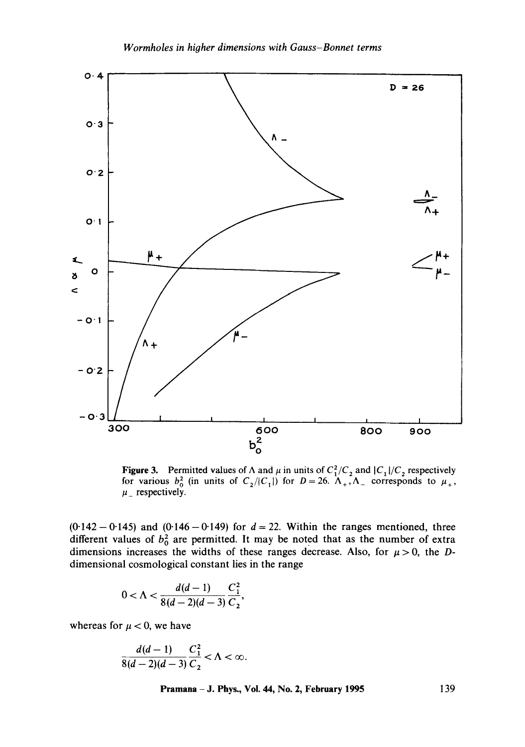**Figure 3.** Permitted values of $\Lambda$ and $\mu$ in units of $C_1^2/C_2$ and $|C_1|/C_2$ respectively for various $b_0^2$ (in units of $C_2/|C_1|$) for $D = 26$. $\Lambda_+, \Lambda_-$ corresponds to $\mu_+$, $\mu_-$ respectively.

$(0{\cdot}142 - 0{\cdot}145)$ and $(0{\cdot}146 - 0{\cdot}149)$ for $d = 22$. Within the ranges mentioned, three different values of $b_0^2$ are permitted. It may be noted that as the number of extra dimensions increases the widths of these ranges decrease. Also, for $\mu > 0$, the $D$-dimensional cosmological constant lies in the range

$$0 < \Lambda < \frac{d(d-1)}{8(d-2)(d-3)} \frac{C_1^2}{C_2},$$

whereas for $\mu < 0$, we have

$$\frac{d(d-1)}{8(d-2)(d-3)} \frac{C_1^2}{C_2} < \Lambda < \infty.$$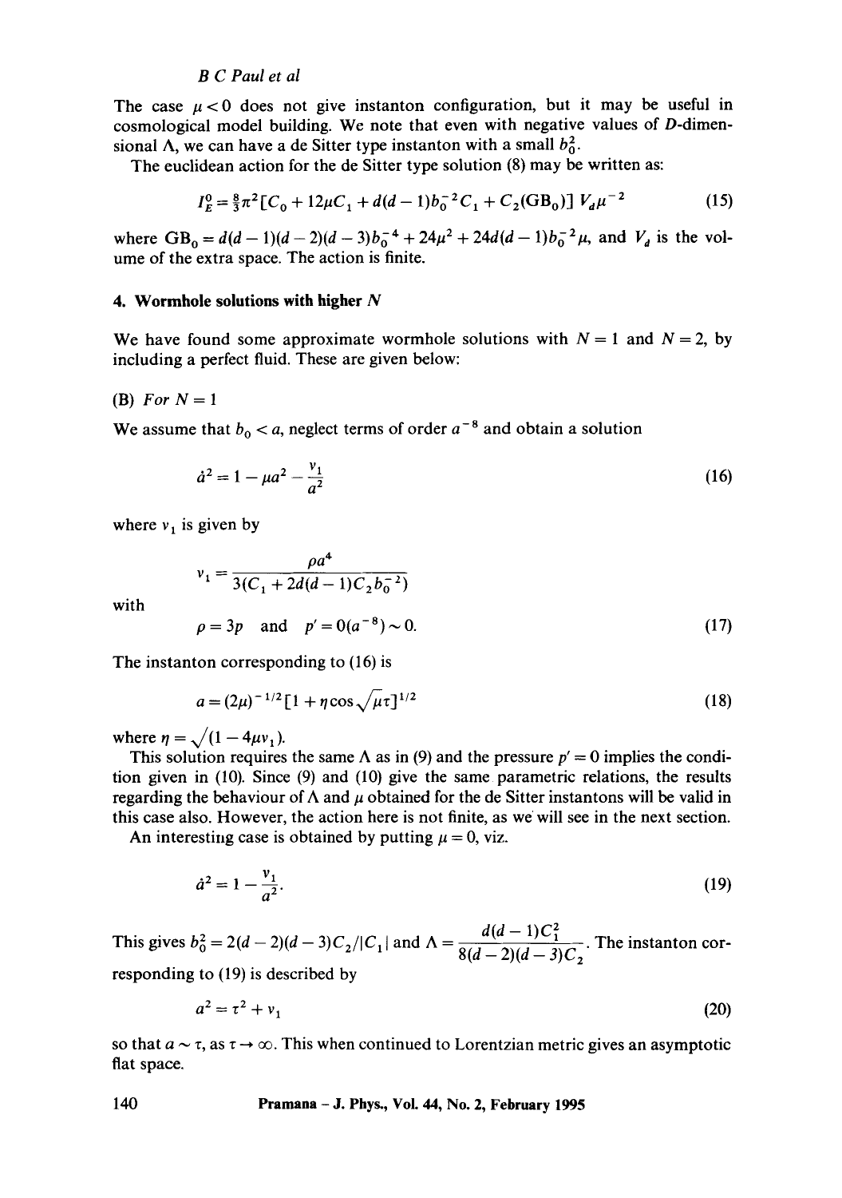The case $\mu < 0$ does not give instanton configuration, but it may be useful in cosmological model building. We note that even with negative values of $D$-dimensional $\Lambda$, we can have a de Sitter type instanton with a small $b_0^2$.

The euclidean action for the de Sitter type solution (8) may be written as:

$$I_E^0 = \tfrac{8}{3}\pi^2 [C_0 + 12\mu C_1 + d(d-1)b_0^{-2} C_1 + C_2(\mathrm{GB}_0)] \, V_d \mu^{-2} \tag{15}$$

where $\mathrm{GB}_0 = d(d-1)(d-2)(d-3)b_0^{-4} + 24\mu^2 + 24d(d-1)b_0^{-2}\mu$, and $V_d$ is the volume of the extra space. The action is finite.

## 4. Wormhole solutions with higher $N$

We have found some approximate wormhole solutions with $N = 1$ and $N = 2$, by including a perfect fluid. These are given below:

(B) *For* $N = 1$

We assume that $b_0 < a$, neglect terms of order $a^{-8}$ and obtain a solution

$$\dot{a}^2 = 1 - \mu a^2 - \frac{v_1}{a^2} \tag{16}$$

where $v_1$ is given by

$$v_1 = \frac{\rho a^4}{3(C_1 + 2d(d-1)C_2 b_0^{-2})}$$

with

$$\rho = 3p \quad \text{and} \quad p' = 0(a^{-8}) \sim 0. \tag{17}$$

The instanton corresponding to (16) is

$$a = (2\mu)^{-1/2}[1 + \eta \cos\sqrt{\mu}\tau]^{1/2} \tag{18}$$

where $\eta = \sqrt{(1 - 4\mu v_1)}$.

This solution requires the same $\Lambda$ as in (9) and the pressure $p' = 0$ implies the condition given in (10). Since (9) and (10) give the same parametric relations, the results regarding the behaviour of $\Lambda$ and $\mu$ obtained for the de Sitter instantons will be valid in this case also. However, the action here is not finite, as we will see in the next section.

An interesting case is obtained by putting $\mu = 0$, viz.

$$\dot{a}^2 = 1 - \frac{v_1}{a^2}. \tag{19}$$

This gives $b_0^2 = 2(d-2)(d-3)C_2/|C_1|$ and $\Lambda = \dfrac{d(d-1)C_1^2}{8(d-2)(d-3)C_2}$. The instanton corresponding to (19) is described by

$$a^2 = \tau^2 + v_1 \tag{20}$$

so that $a \sim \tau$, as $\tau \to \infty$. This when continued to Lorentzian metric gives an asymptotic flat space.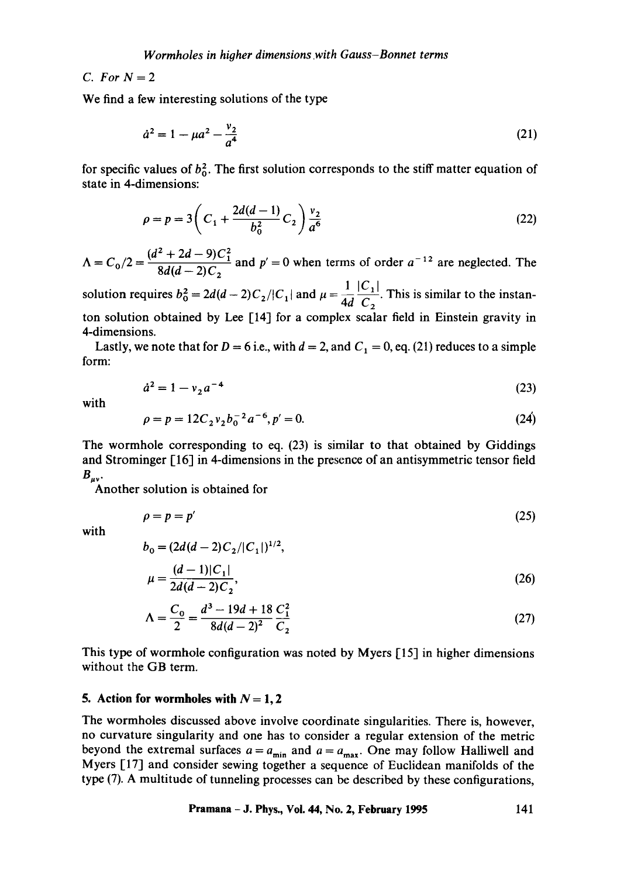C. *For* $N = 2$

We find a few interesting solutions of the type

$$\dot{a}^2 = 1 - \mu a^2 - \frac{v_2}{a^4} \tag{21}$$

for specific values of $b_0^2$. The first solution corresponds to the stiff matter equation of state in 4-dimensions:

$$\rho = p = 3\left(C_1 + \frac{2d(d-1)}{b_0^2} C_2\right) \frac{v_2}{a^6} \tag{22}$$

$\Lambda = C_0/2 = \dfrac{(d^2 + 2d - 9)C_1^2}{8d(d-2)C_2}$ and $p' = 0$ when terms of order $a^{-12}$ are neglected. The solution requires $b_0^2 = 2d(d-2)C_2/|C_1|$ and $\mu = \dfrac{1}{4d}\dfrac{|C_1|}{C_2}$. This is similar to the instanton solution obtained by Lee [14] for a complex scalar field in Einstein gravity in 4-dimensions.

Lastly, we note that for $D = 6$ i.e., with $d = 2$, and $C_1 = 0$, eq. (21) reduces to a simple form:

$$\dot{a}^2 = 1 - v_2 a^{-4} \tag{23}$$

with

$$\rho = p = 12 C_2 v_2 b_0^{-2} a^{-6}, p' = 0. \tag{24}$$

The wormhole corresponding to eq. (23) is similar to that obtained by Giddings and Strominger [16] in 4-dimensions in the presence of an antisymmetric tensor field $B_{\mu\nu}$.

Another solution is obtained for

$$\rho = p = p' \tag{25}$$

with

$$b_0 = (2d(d-2)C_2/|C_1|)^{1/2},$$

$$\mu = \frac{(d-1)|C_1|}{2d(d-2)C_2}, \tag{26}$$

$$\Lambda = \frac{C_0}{2} = \frac{d^3 - 19d + 18}{8d(d-2)^2} \frac{C_1^2}{C_2} \tag{27}$$

This type of wormhole configuration was noted by Myers [15] in higher dimensions without the GB term.

## 5. Action for wormholes with $N = 1, 2$

The wormholes discussed above involve coordinate singularities. There is, however, no curvature singularity and one has to consider a regular extension of the metric beyond the extremal surfaces $a = a_{\min}$ and $a = a_{\max}$. One may follow Halliwell and Myers [17] and consider sewing together a sequence of Euclidean manifolds of the type (7). A multitude of tunneling processes can be described by these configurations,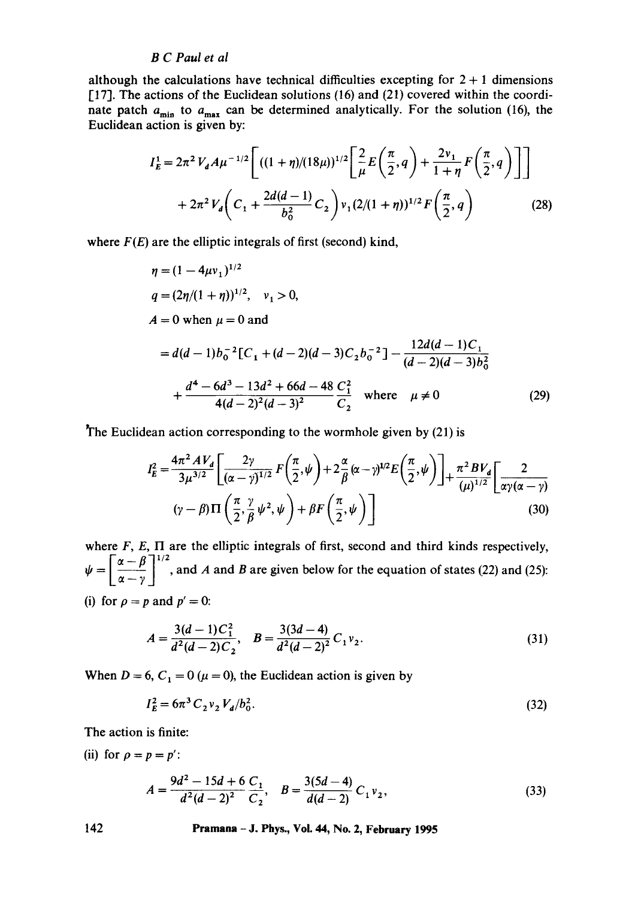although the calculations have technical difficulties excepting for $2+1$ dimensions [17]. The actions of the Euclidean solutions (16) and (21) covered within the coordinate patch $a_{\min}$ to $a_{\max}$ can be determined analytically. For the solution (16), the Euclidean action is given by:

$$
I_E^1 = 2\pi^2 V_d A \mu^{-1/2}\left[((1+\eta)/(18\mu))^{1/2}\left[\frac{2}{\mu}E\left(\frac{\pi}{2},q\right)+\frac{2v_1}{1+\eta}F\left(\frac{\pi}{2},q\right)\right]\right]
$$
$$
+2\pi^2 V_d\left(C_1+\frac{2d(d-1)}{b_0^2}C_2\right)v_1(2/(1+\eta))^{1/2}F\left(\frac{\pi}{2},q\right) \tag{28}
$$

where $F(E)$ are the elliptic integrals of first (second) kind,

$$\eta = (1-4\mu v_1)^{1/2}$$

$$q = (2\eta/(1+\eta))^{1/2}, \quad v_1 > 0,$$

$A = 0$ when $\mu = 0$ and

$$
= d(d-1)b_0^{-2}[C_1+(d-2)(d-3)C_2 b_0^{-2}] - \frac{12d(d-1)C_1}{(d-2)(d-3)b_0^2}
$$
$$
+\frac{d^4-6d^3-13d^2+66d-48}{4(d-2)^2(d-3)^2}\frac{C_1^2}{C_2} \quad \text{where} \quad \mu \neq 0 \tag{29}
$$

The Euclidean action corresponding to the wormhole given by (21) is

$$
I_E^2 = \frac{4\pi^2 A V_d}{3\mu^{3/2}}\left[\frac{2\gamma}{(\alpha-\gamma)^{1/2}}F\left(\frac{\pi}{2},\psi\right)+2\frac{\alpha}{\beta}(\alpha-\gamma)^{1/2}E\left(\frac{\pi}{2},\psi\right)\right]+\frac{\pi^2 B V_d}{(\mu)^{1/2}}\left[\frac{2}{\alpha\gamma(\alpha-\gamma)}\right.
$$
$$
\left.(\gamma-\beta)\Pi\left(\frac{\pi}{2},\frac{\gamma}{\beta}\psi^2,\psi\right)+\beta F\left(\frac{\pi}{2},\psi\right)\right] \tag{30}
$$

where $F$, $E$, $\Pi$ are the elliptic integrals of first, second and third kinds respectively, $\psi = \left[\frac{\alpha-\beta}{\alpha-\gamma}\right]^{1/2}$, and $A$ and $B$ are given below for the equation of states (22) and (25):

(i) for $\rho = p$ and $p' = 0$:

$$
A = \frac{3(d-1)C_1^2}{d^2(d-2)C_2}, \quad B = \frac{3(3d-4)}{d^2(d-2)^2}C_1 v_2. \tag{31}
$$

When $D = 6$, $C_1 = 0$ $(\mu = 0)$, the Euclidean action is given by

$$
I_E^2 = 6\pi^3 C_2 v_2 V_d / b_0^2. \tag{32}
$$

The action is finite:

(ii) for $\rho = p = p'$:

$$
A = \frac{9d^2-15d+6}{d^2(d-2)^2}\frac{C_1}{C_2}, \quad B = \frac{3(5d-4)}{d(d-2)}C_1 v_2, \tag{33}
$$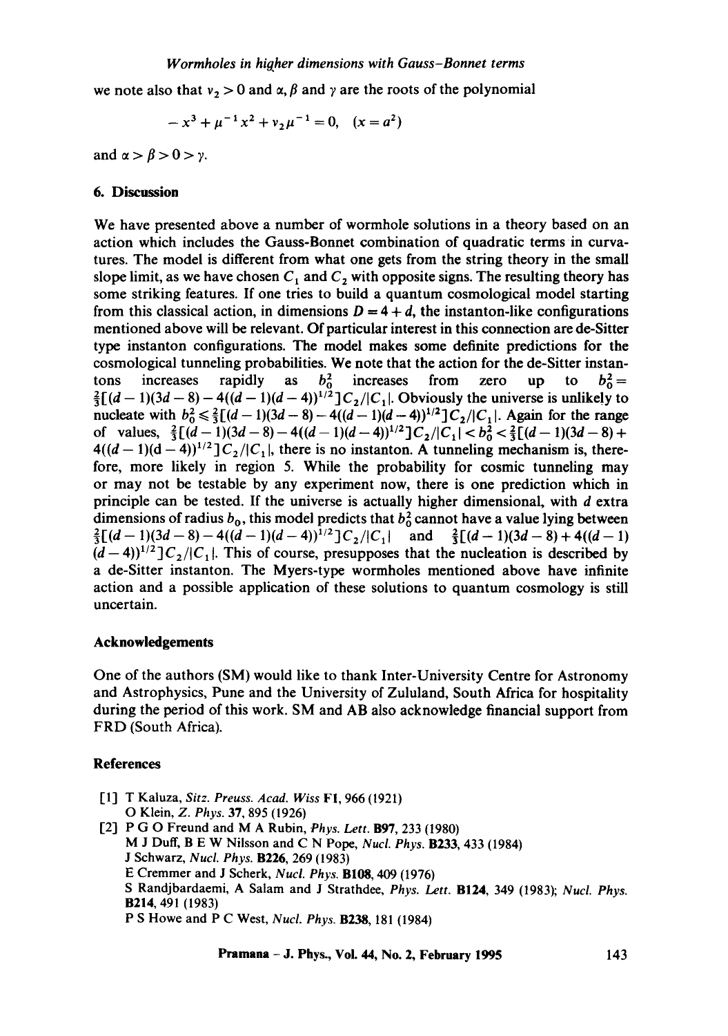we note also that $v_2 > 0$ and $\alpha, \beta$ and $\gamma$ are the roots of the polynomial

$$-x^3 + \mu^{-1} x^2 + v_2 \mu^{-1} = 0, \quad (x = a^2)$$

and $\alpha > \beta > 0 > \gamma$.

## 6. Discussion

We have presented above a number of wormhole solutions in a theory based on an action which includes the Gauss-Bonnet combination of quadratic terms in curvatures. The model is different from what one gets from the string theory in the small slope limit, as we have chosen $C_1$ and $C_2$ with opposite signs. The resulting theory has some striking features. If one tries to build a quantum cosmological model starting from this classical action, in dimensions $D = 4 + d$, the instanton-like configurations mentioned above will be relevant. Of particular interest in this connection are de-Sitter type instanton configurations. The model makes some definite predictions for the cosmological tunneling probabilities. We note that the action for the de-Sitter instantons increases rapidly as $b_0^2$ increases from zero up to $b_0^2 = \frac{2}{3}[(d-1)(3d-8) - 4((d-1)(d-4))^{1/2}]C_2/|C_1|$. Obviously the universe is unlikely to nucleate with $b_0^2 \leqslant \frac{2}{3}[(d-1)(3d-8) - 4((d-1)(d-4))^{1/2}]C_2/|C_1|$. Again for the range of values, $\frac{2}{3}[(d-1)(3d-8) - 4((d-1)(d-4))^{1/2}]C_2/|C_1| < b_0^2 < \frac{2}{3}[(d-1)(3d-8) + 4((d-1)(d-4))^{1/2}]C_2/|C_1|$, there is no instanton. A tunneling mechanism is, therefore, more likely in region 5. While the probability for cosmic tunneling may or may not be testable by any experiment now, there is one prediction which in principle can be tested. If the universe is actually higher dimensional, with $d$ extra dimensions of radius $b_0$, this model predicts that $b_0^2$ cannot have a value lying between $\frac{2}{3}[(d-1)(3d-8) - 4((d-1)(d-4))^{1/2}]C_2/|C_1|$ and $\frac{2}{3}[(d-1)(3d-8) + 4((d-1)(d-4))^{1/2}]C_2/|C_1|$. This of course, presupposes that the nucleation is described by a de-Sitter instanton. The Myers-type wormholes mentioned above have infinite action and a possible application of these solutions to quantum cosmology is still uncertain.

## Acknowledgements

One of the authors (SM) would like to thank Inter-University Centre for Astronomy and Astrophysics, Pune and the University of Zululand, South Africa for hospitality during the period of this work. SM and AB also acknowledge financial support from FRD (South Africa).

## References

[1] T Kaluza, *Sitz. Preuss. Acad. Wiss* **F1**, 966 (1921)
O Klein, *Z. Phys.* **37**, 895 (1926)

[2] P G O Freund and M A Rubin, *Phys. Lett.* **B97**, 233 (1980)
M J Duff, B E W Nilsson and C N Pope, *Nucl. Phys.* **B233**, 433 (1984)
J Schwarz, *Nucl. Phys.* **B226**, 269 (1983)
E Cremmer and J Scherk, *Nucl. Phys.* **B108**, 409 (1976)
S Randjbardaemi, A Salam and J Strathdee, *Phys. Lett.* **B124**, 349 (1983); *Nucl. Phys.* **B214**, 491 (1983)
P S Howe and P C West, *Nucl. Phys.* **B238**, 181 (1984)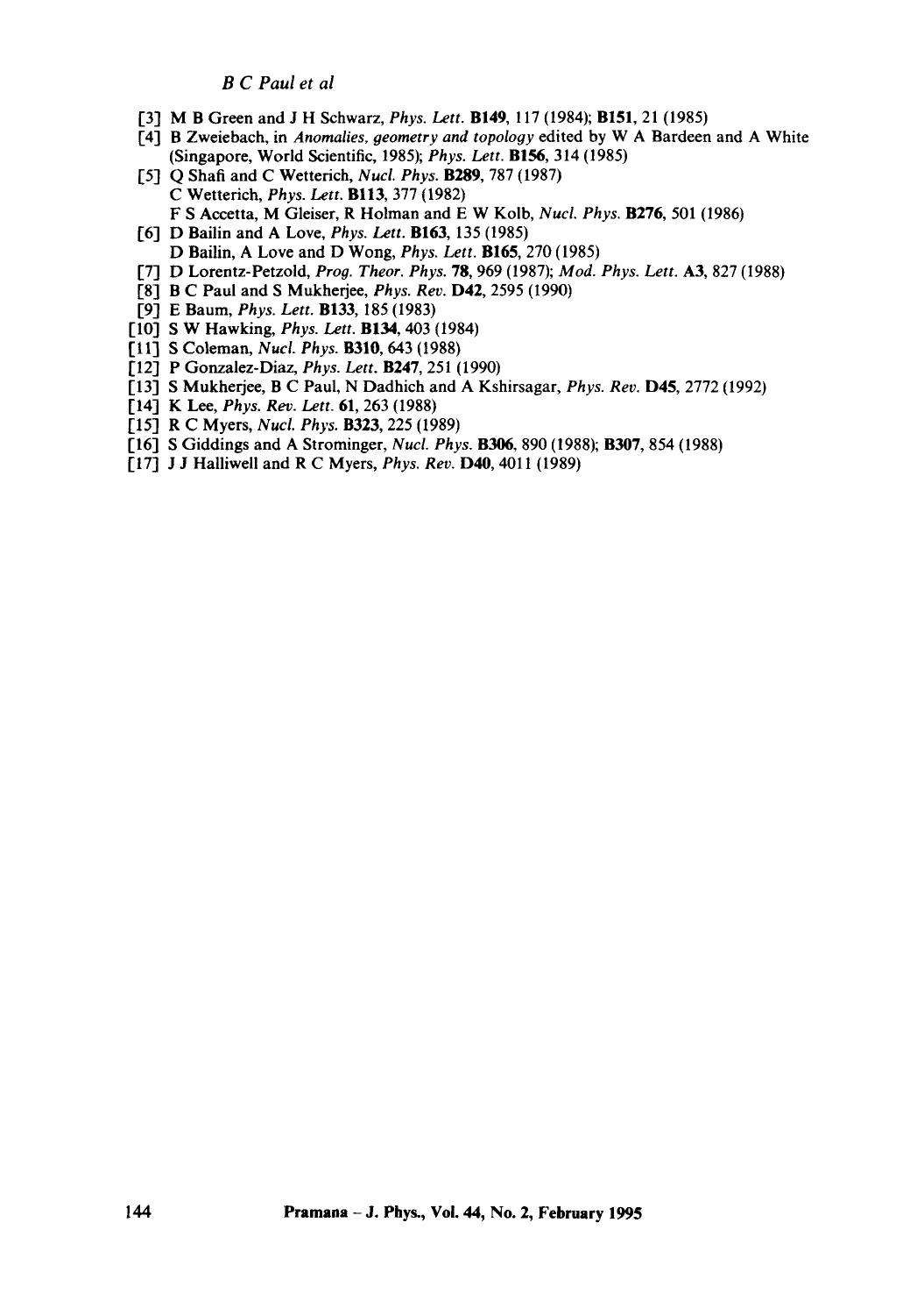[3] M B Green and J H Schwarz, *Phys. Lett.* **B149**, 117 (1984); **B151**, 21 (1985)

[4] B Zweiebach, in *Anomalies, geometry and topology* edited by W A Bardeen and A White (Singapore, World Scientific, 1985); *Phys. Lett.* **B156**, 314 (1985)

[5] Q Shafi and C Wetterich, *Nucl. Phys.* **B289**, 787 (1987)
C Wetterich, *Phys. Lett.* **B113**, 377 (1982)
F S Accetta, M Gleiser, R Holman and E W Kolb, *Nucl. Phys.* **B276**, 501 (1986)

[6] D Bailin and A Love, *Phys. Lett.* **B163**, 135 (1985)
D Bailin, A Love and D Wong, *Phys. Lett.* **B165**, 270 (1985)

[7] D Lorentz-Petzold, *Prog. Theor. Phys.* **78**, 969 (1987); *Mod. Phys. Lett.* **A3**, 827 (1988)

[8] B C Paul and S Mukherjee, *Phys. Rev.* **D42**, 2595 (1990)

[9] E Baum, *Phys. Lett.* **B133**, 185 (1983)

[10] S W Hawking, *Phys. Lett.* **B134**, 403 (1984)

[11] S Coleman, *Nucl. Phys.* **B310**, 643 (1988)

[12] P Gonzalez-Diaz, *Phys. Lett.* **B247**, 251 (1990)

[13] S Mukherjee, B C Paul, N Dadhich and A Kshirsagar, *Phys. Rev.* **D45**, 2772 (1992)

[14] K Lee, *Phys. Rev. Lett.* **61**, 263 (1988)

[15] R C Myers, *Nucl. Phys.* **B323**, 225 (1989)

[16] S Giddings and A Strominger, *Nucl. Phys.* **B306**, 890 (1988); **B307**, 854 (1988)

[17] J J Halliwell and R C Myers, *Phys. Rev.* **D40**, 4011 (1989)